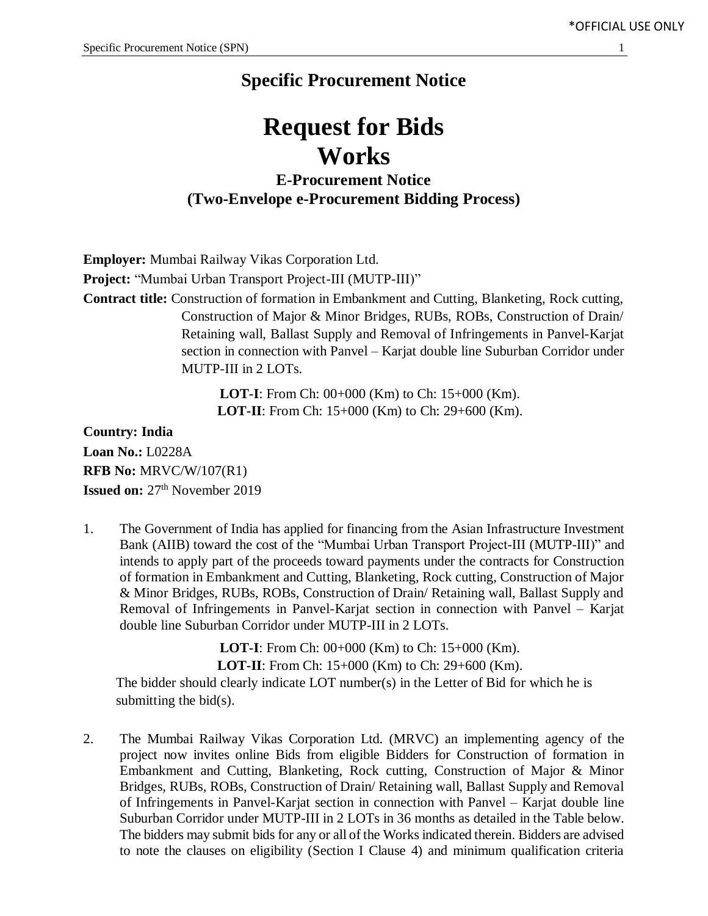*OFFICIAL USE ONLY

# Specific Procurement Notice

# Request for Bids
# Works

### E-Procurement Notice
### (Two-Envelope e-Procurement Bidding Process)

**Employer:** Mumbai Railway Vikas Corporation Ltd.

**Project:** "Mumbai Urban Transport Project-III (MUTP-III)"

**Contract title:** Construction of formation in Embankment and Cutting, Blanketing, Rock cutting, Construction of Major & Minor Bridges, RUBs, ROBs, Construction of Drain/ Retaining wall, Ballast Supply and Removal of Infringements in Panvel-Karjat section in connection with Panvel – Karjat double line Suburban Corridor under MUTP-III in 2 LOTs.

**LOT-I**: From Ch: 00+000 (Km) to Ch: 15+000 (Km).
**LOT-II**: From Ch: 15+000 (Km) to Ch: 29+600 (Km).

**Country: India**

**Loan No.:** L0228A

**RFB No:** MRVC/W/107(R1)

**Issued on:** 27th November 2019

1. The Government of India has applied for financing from the Asian Infrastructure Investment Bank (AIIB) toward the cost of the "Mumbai Urban Transport Project-III (MUTP-III)" and intends to apply part of the proceeds toward payments under the contracts for Construction of formation in Embankment and Cutting, Blanketing, Rock cutting, Construction of Major & Minor Bridges, RUBs, ROBs, Construction of Drain/ Retaining wall, Ballast Supply and Removal of Infringements in Panvel-Karjat section in connection with Panvel – Karjat double line Suburban Corridor under MUTP-III in 2 LOTs.

   **LOT-I**: From Ch: 00+000 (Km) to Ch: 15+000 (Km).
   **LOT-II**: From Ch: 15+000 (Km) to Ch: 29+600 (Km).

   The bidder should clearly indicate LOT number(s) in the Letter of Bid for which he is submitting the bid(s).

2. The Mumbai Railway Vikas Corporation Ltd. (MRVC) an implementing agency of the project now invites online Bids from eligible Bidders for Construction of formation in Embankment and Cutting, Blanketing, Rock cutting, Construction of Major & Minor Bridges, RUBs, ROBs, Construction of Drain/ Retaining wall, Ballast Supply and Removal of Infringements in Panvel-Karjat section in connection with Panvel – Karjat double line Suburban Corridor under MUTP-III in 2 LOTs in 36 months as detailed in the Table below. The bidders may submit bids for any or all of the Works indicated therein. Bidders are advised to note the clauses on eligibility (Section I Clause 4) and minimum qualification criteria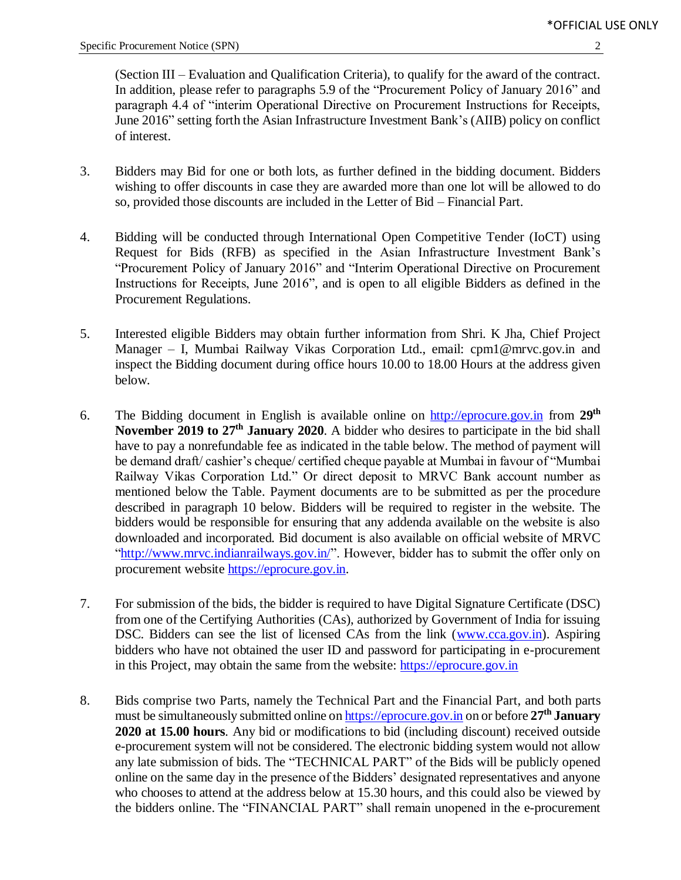(Section III – Evaluation and Qualification Criteria), to qualify for the award of the contract. In addition, please refer to paragraphs 5.9 of the "Procurement Policy of January 2016" and paragraph 4.4 of "interim Operational Directive on Procurement Instructions for Receipts, June 2016" setting forth the Asian Infrastructure Investment Bank's (AIIB) policy on conflict of interest.

3. Bidders may Bid for one or both lots, as further defined in the bidding document. Bidders wishing to offer discounts in case they are awarded more than one lot will be allowed to do so, provided those discounts are included in the Letter of Bid – Financial Part.

4. Bidding will be conducted through International Open Competitive Tender (IoCT) using Request for Bids (RFB) as specified in the Asian Infrastructure Investment Bank's "Procurement Policy of January 2016" and "Interim Operational Directive on Procurement Instructions for Receipts, June 2016", and is open to all eligible Bidders as defined in the Procurement Regulations.

5. Interested eligible Bidders may obtain further information from Shri. K Jha, Chief Project Manager – I, Mumbai Railway Vikas Corporation Ltd., email: cpm1@mrvc.gov.in and inspect the Bidding document during office hours 10.00 to 18.00 Hours at the address given below.

6. The Bidding document in English is available online on http://eprocure.gov.in from **29th November 2019 to 27th January 2020**. A bidder who desires to participate in the bid shall have to pay a nonrefundable fee as indicated in the table below. The method of payment will be demand draft/ cashier's cheque/ certified cheque payable at Mumbai in favour of "Mumbai Railway Vikas Corporation Ltd." Or direct deposit to MRVC Bank account number as mentioned below the Table. Payment documents are to be submitted as per the procedure described in paragraph 10 below. Bidders will be required to register in the website. The bidders would be responsible for ensuring that any addenda available on the website is also downloaded and incorporated. Bid document is also available on official website of MRVC "http://www.mrvc.indianrailways.gov.in/". However, bidder has to submit the offer only on procurement website https://eprocure.gov.in.

7. For submission of the bids, the bidder is required to have Digital Signature Certificate (DSC) from one of the Certifying Authorities (CAs), authorized by Government of India for issuing DSC. Bidders can see the list of licensed CAs from the link (www.cca.gov.in). Aspiring bidders who have not obtained the user ID and password for participating in e-procurement in this Project, may obtain the same from the website: https://eprocure.gov.in

8. Bids comprise two Parts, namely the Technical Part and the Financial Part, and both parts must be simultaneously submitted online on https://eprocure.gov.in on or before **27th January 2020 at 15.00 hours**. Any bid or modifications to bid (including discount) received outside e-procurement system will not be considered. The electronic bidding system would not allow any late submission of bids. The "TECHNICAL PART" of the Bids will be publicly opened online on the same day in the presence of the Bidders' designated representatives and anyone who chooses to attend at the address below at 15.30 hours, and this could also be viewed by the bidders online. The "FINANCIAL PART" shall remain unopened in the e-procurement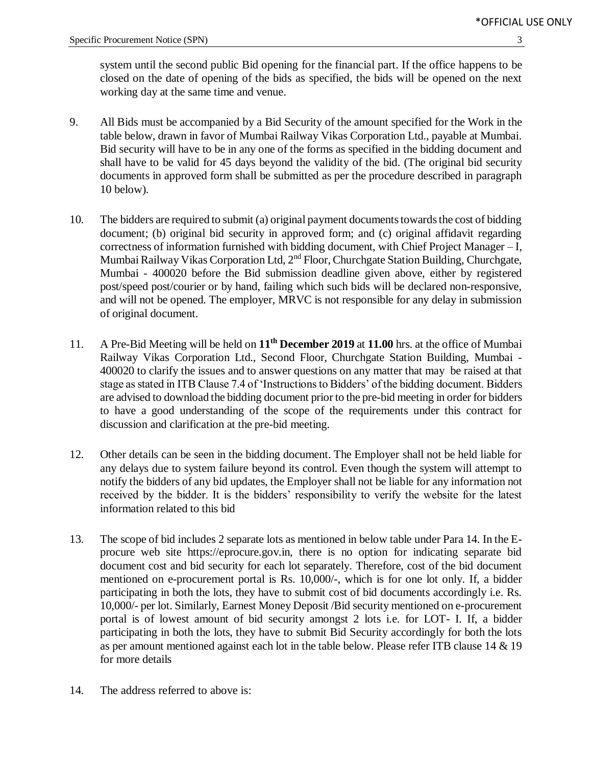system until the second public Bid opening for the financial part. If the office happens to be closed on the date of opening of the bids as specified, the bids will be opened on the next working day at the same time and venue.

9. All Bids must be accompanied by a Bid Security of the amount specified for the Work in the table below, drawn in favor of Mumbai Railway Vikas Corporation Ltd., payable at Mumbai. Bid security will have to be in any one of the forms as specified in the bidding document and shall have to be valid for 45 days beyond the validity of the bid. (The original bid security documents in approved form shall be submitted as per the procedure described in paragraph 10 below).

10. The bidders are required to submit (a) original payment documents towards the cost of bidding document; (b) original bid security in approved form; and (c) original affidavit regarding correctness of information furnished with bidding document, with Chief Project Manager – I, Mumbai Railway Vikas Corporation Ltd, 2nd Floor, Churchgate Station Building, Churchgate, Mumbai - 400020 before the Bid submission deadline given above, either by registered post/speed post/courier or by hand, failing which such bids will be declared non-responsive, and will not be opened. The employer, MRVC is not responsible for any delay in submission of original document.

11. A Pre-Bid Meeting will be held on **11th December 2019** at **11.00** hrs. at the office of Mumbai Railway Vikas Corporation Ltd., Second Floor, Churchgate Station Building, Mumbai - 400020 to clarify the issues and to answer questions on any matter that may be raised at that stage as stated in ITB Clause 7.4 of 'Instructions to Bidders' of the bidding document. Bidders are advised to download the bidding document prior to the pre-bid meeting in order for bidders to have a good understanding of the scope of the requirements under this contract for discussion and clarification at the pre-bid meeting.

12. Other details can be seen in the bidding document. The Employer shall not be held liable for any delays due to system failure beyond its control. Even though the system will attempt to notify the bidders of any bid updates, the Employer shall not be liable for any information not received by the bidder. It is the bidders' responsibility to verify the website for the latest information related to this bid

13. The scope of bid includes 2 separate lots as mentioned in below table under Para 14. In the E-procure web site https://eprocure.gov.in, there is no option for indicating separate bid document cost and bid security for each lot separately. Therefore, cost of the bid document mentioned on e-procurement portal is Rs. 10,000/-, which is for one lot only. If, a bidder participating in both the lots, they have to submit cost of bid documents accordingly i.e. Rs. 10,000/- per lot. Similarly, Earnest Money Deposit /Bid security mentioned on e-procurement portal is of lowest amount of bid security amongst 2 lots i.e. for LOT- I. If, a bidder participating in both the lots, they have to submit Bid Security accordingly for both the lots as per amount mentioned against each lot in the table below. Please refer ITB clause 14 & 19 for more details

14. The address referred to above is: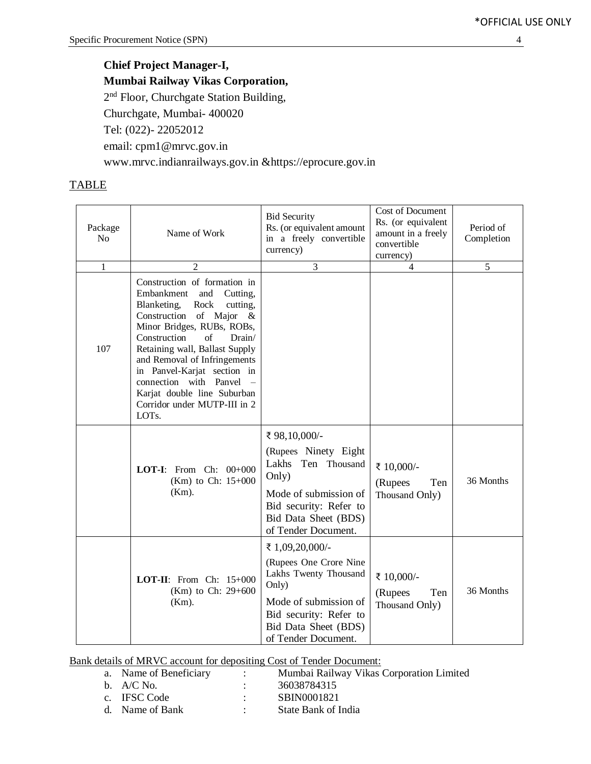**Chief Project Manager-I,**
**Mumbai Railway Vikas Corporation,**
2nd Floor, Churchgate Station Building,
Churchgate, Mumbai- 400020
Tel: (022)- 22052012
email: cpm1@mrvc.gov.in
www.mrvc.indianrailways.gov.in &https://eprocure.gov.in

TABLE

| Package No | Name of Work | Bid Security Rs. (or equivalent amount in a freely convertible currency) | Cost of Document Rs. (or equivalent amount in a freely convertible currency) | Period of Completion |
|---|---|---|---|---|
| 1 | 2 | 3 | 4 | 5 |
| 107 | Construction of formation in Embankment and Cutting, Blanketing, Rock cutting, Construction of Major & Minor Bridges, RUBs, ROBs, Construction of Drain/ Retaining wall, Ballast Supply and Removal of Infringements in Panvel-Karjat section in connection with Panvel – Karjat double line Suburban Corridor under MUTP-III in 2 LOTs. | | | |
| | **LOT-I**: From Ch: 00+000 (Km) to Ch: 15+000 (Km). | ₹ 98,10,000/- (Rupees Ninety Eight Lakhs Ten Thousand Only) Mode of submission of Bid security: Refer to Bid Data Sheet (BDS) of Tender Document. | ₹ 10,000/- (Rupees Ten Thousand Only) | 36 Months |
| | **LOT-II**: From Ch: 15+000 (Km) to Ch: 29+600 (Km). | ₹ 1,09,20,000/- (Rupees One Crore Nine Lakhs Twenty Thousand Only) Mode of submission of Bid security: Refer to Bid Data Sheet (BDS) of Tender Document. | ₹ 10,000/- (Rupees Ten Thousand Only) | 36 Months |

Bank details of MRVC account for depositing Cost of Tender Document:

a. Name of Beneficiary : Mumbai Railway Vikas Corporation Limited
b. A/C No. : 36038784315
c. IFSC Code : SBIN0001821
d. Name of Bank : State Bank of India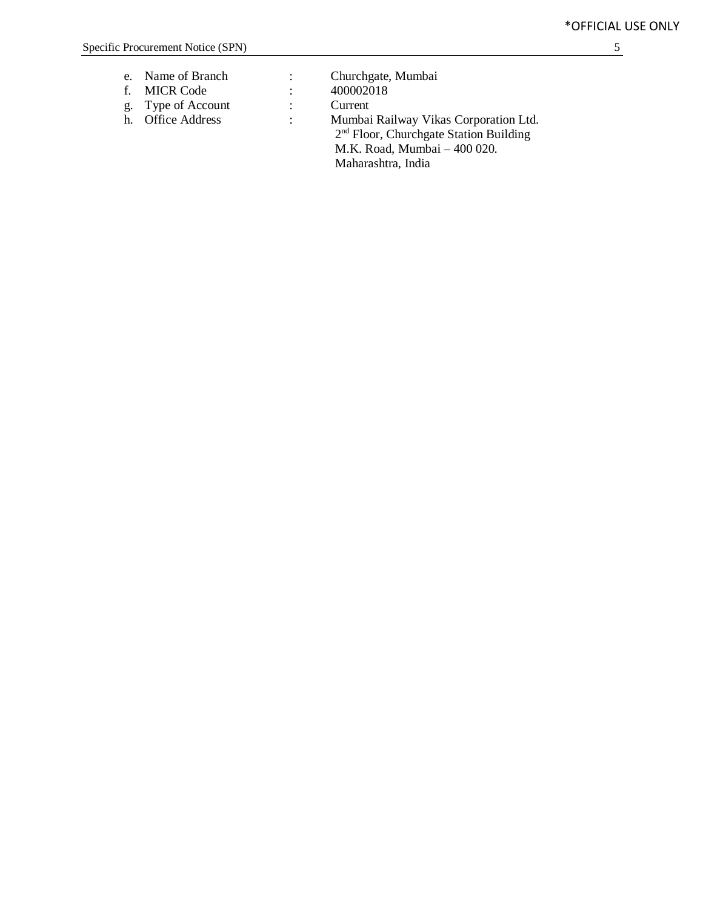| | | |
|---|---|---|
| e. Name of Branch | : | Churchgate, Mumbai |
| f. MICR Code | : | 400002018 |
| g. Type of Account | : | Current |
| h. Office Address | : | Mumbai Railway Vikas Corporation Ltd.<br>2nd Floor, Churchgate Station Building<br>M.K. Road, Mumbai – 400 020.<br>Maharashtra, India |